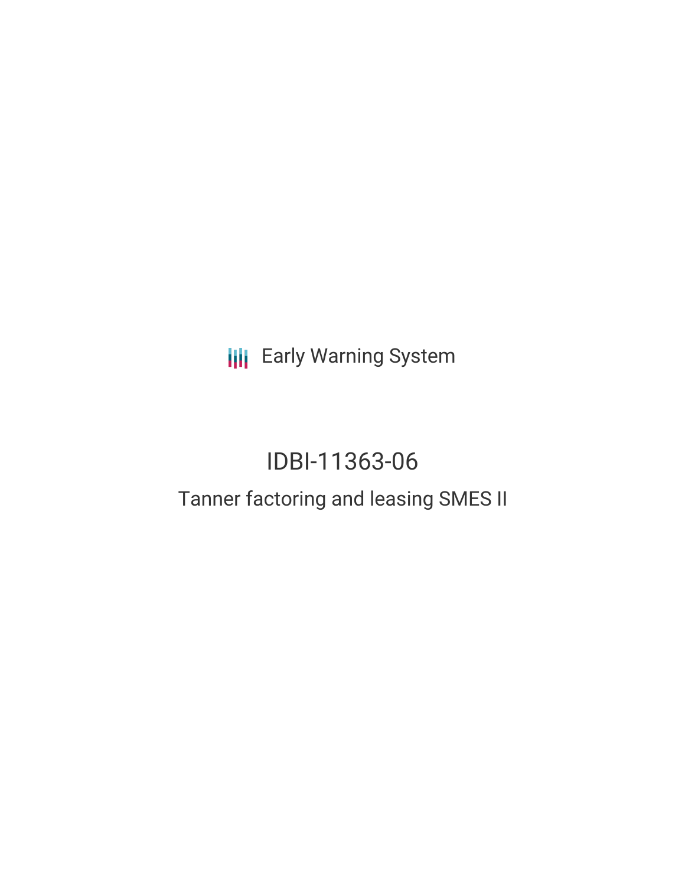Early Warning System

# IDBI-11363-06

## Tanner factoring and leasing SMES II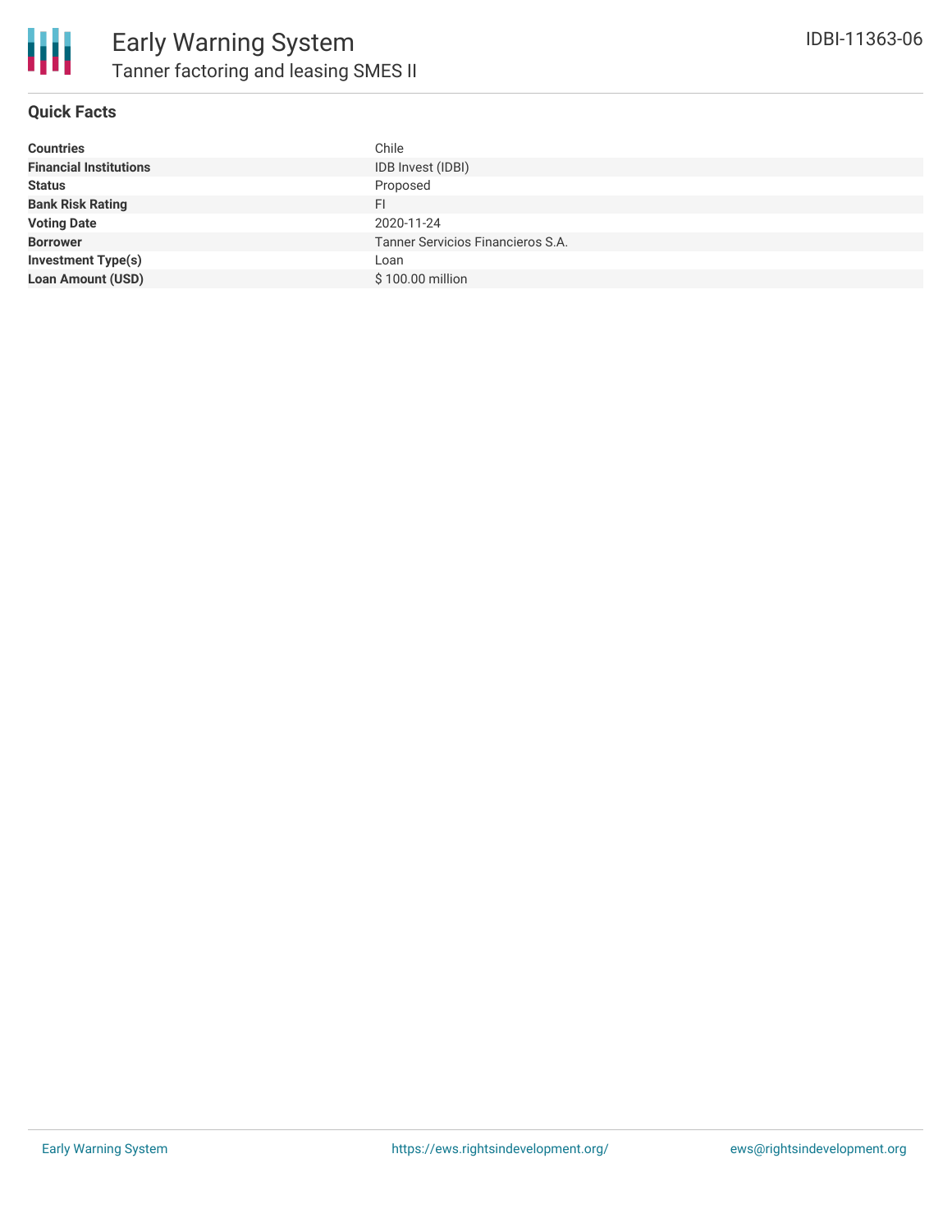# Early Warning System

## Tanner factoring and leasing SMES II

IDBI-11363-06

### Quick Facts

| | |
|---|---|
| **Countries** | Chile |
| **Financial Institutions** | IDB Invest (IDBI) |
| **Status** | Proposed |
| **Bank Risk Rating** | FI |
| **Voting Date** | 2020-11-24 |
| **Borrower** | Tanner Servicios Financieros S.A. |
| **Investment Type(s)** | Loan |
| **Loan Amount (USD)** | $ 100.00 million |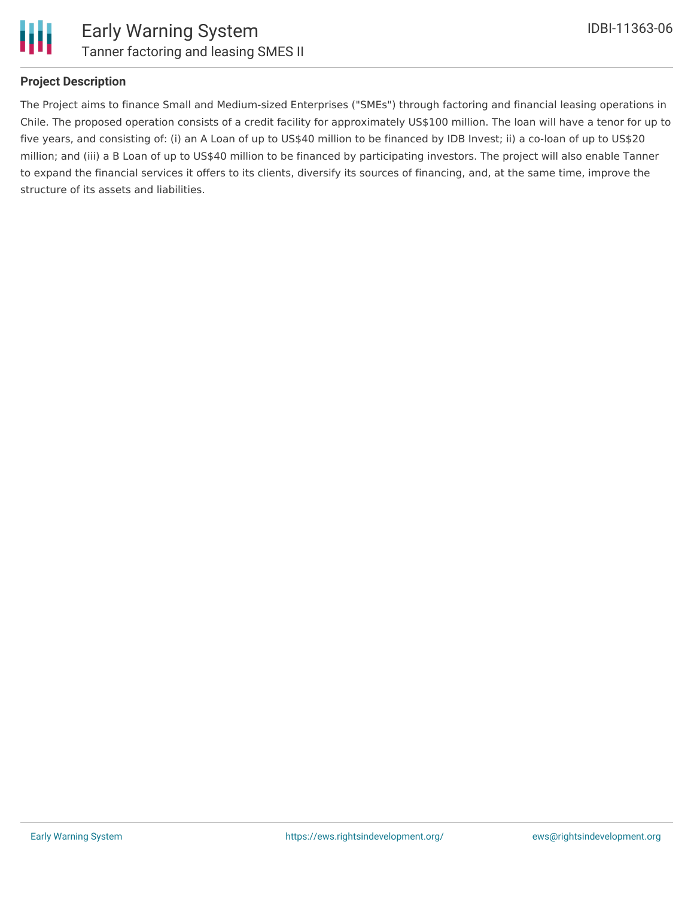## Project Description

The Project aims to finance Small and Medium-sized Enterprises ("SMEs") through factoring and financial leasing operations in Chile. The proposed operation consists of a credit facility for approximately US$100 million. The loan will have a tenor for up to five years, and consisting of: (i) an A Loan of up to US$40 million to be financed by IDB Invest; ii) a co-loan of up to US$20 million; and (iii) a B Loan of up to US$40 million to be financed by participating investors. The project will also enable Tanner to expand the financial services it offers to its clients, diversify its sources of financing, and, at the same time, improve the structure of its assets and liabilities.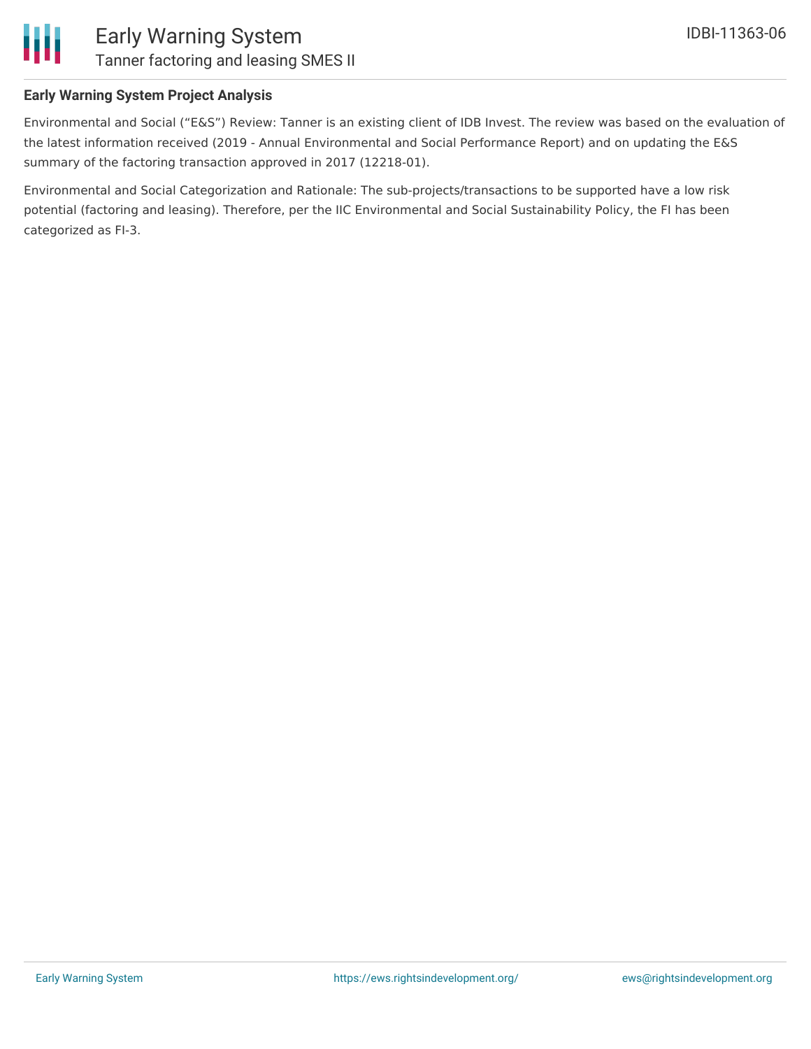**Early Warning System Project Analysis**

Environmental and Social ("E&S") Review: Tanner is an existing client of IDB Invest. The review was based on the evaluation of the latest information received (2019 - Annual Environmental and Social Performance Report) and on updating the E&S summary of the factoring transaction approved in 2017 (12218-01).

Environmental and Social Categorization and Rationale: The sub-projects/transactions to be supported have a low risk potential (factoring and leasing). Therefore, per the IIC Environmental and Social Sustainability Policy, the FI has been categorized as FI-3.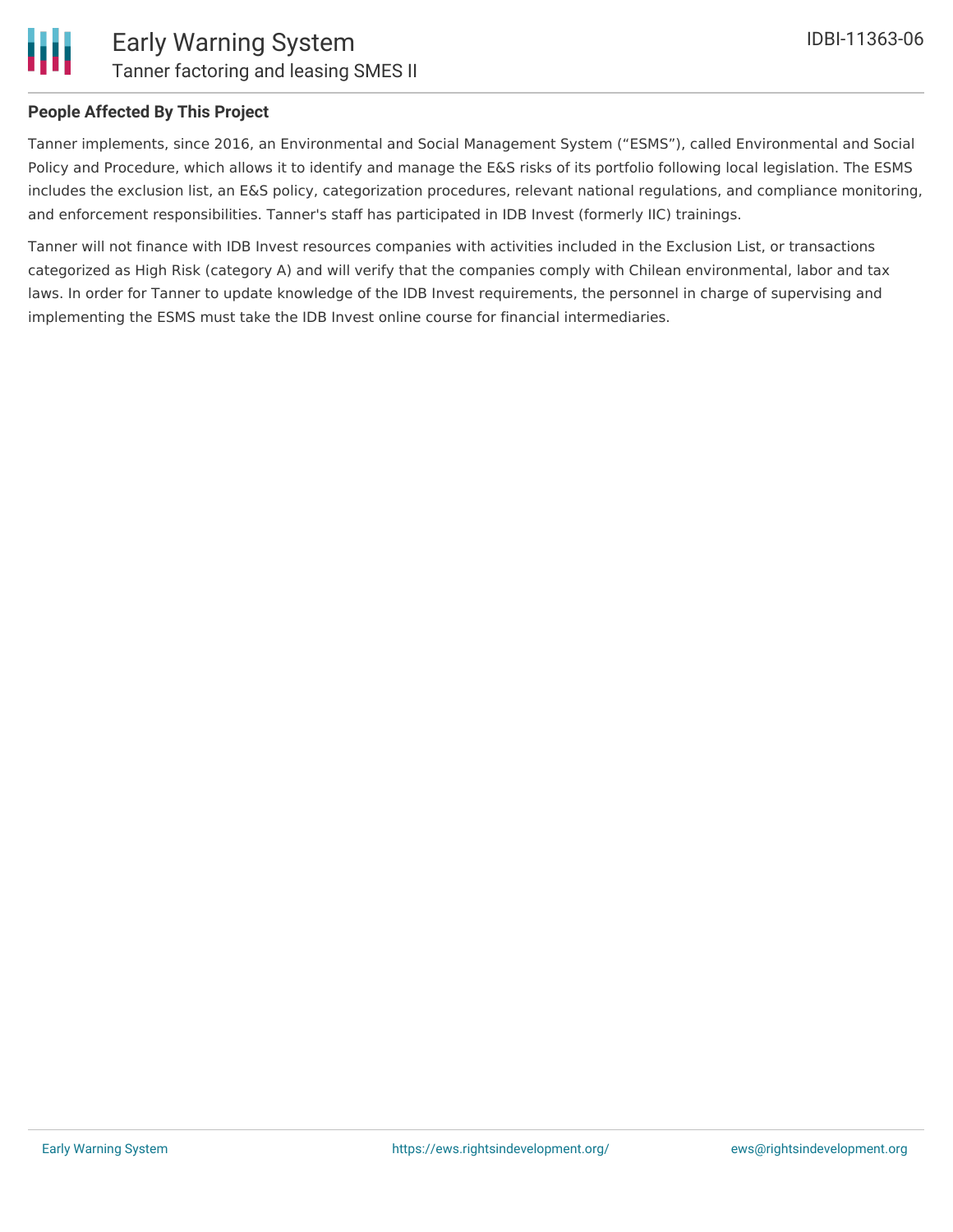### People Affected By This Project

Tanner implements, since 2016, an Environmental and Social Management System ("ESMS"), called Environmental and Social Policy and Procedure, which allows it to identify and manage the E&S risks of its portfolio following local legislation. The ESMS includes the exclusion list, an E&S policy, categorization procedures, relevant national regulations, and compliance monitoring, and enforcement responsibilities. Tanner's staff has participated in IDB Invest (formerly IIC) trainings.

Tanner will not finance with IDB Invest resources companies with activities included in the Exclusion List, or transactions categorized as High Risk (category A) and will verify that the companies comply with Chilean environmental, labor and tax laws. In order for Tanner to update knowledge of the IDB Invest requirements, the personnel in charge of supervising and implementing the ESMS must take the IDB Invest online course for financial intermediaries.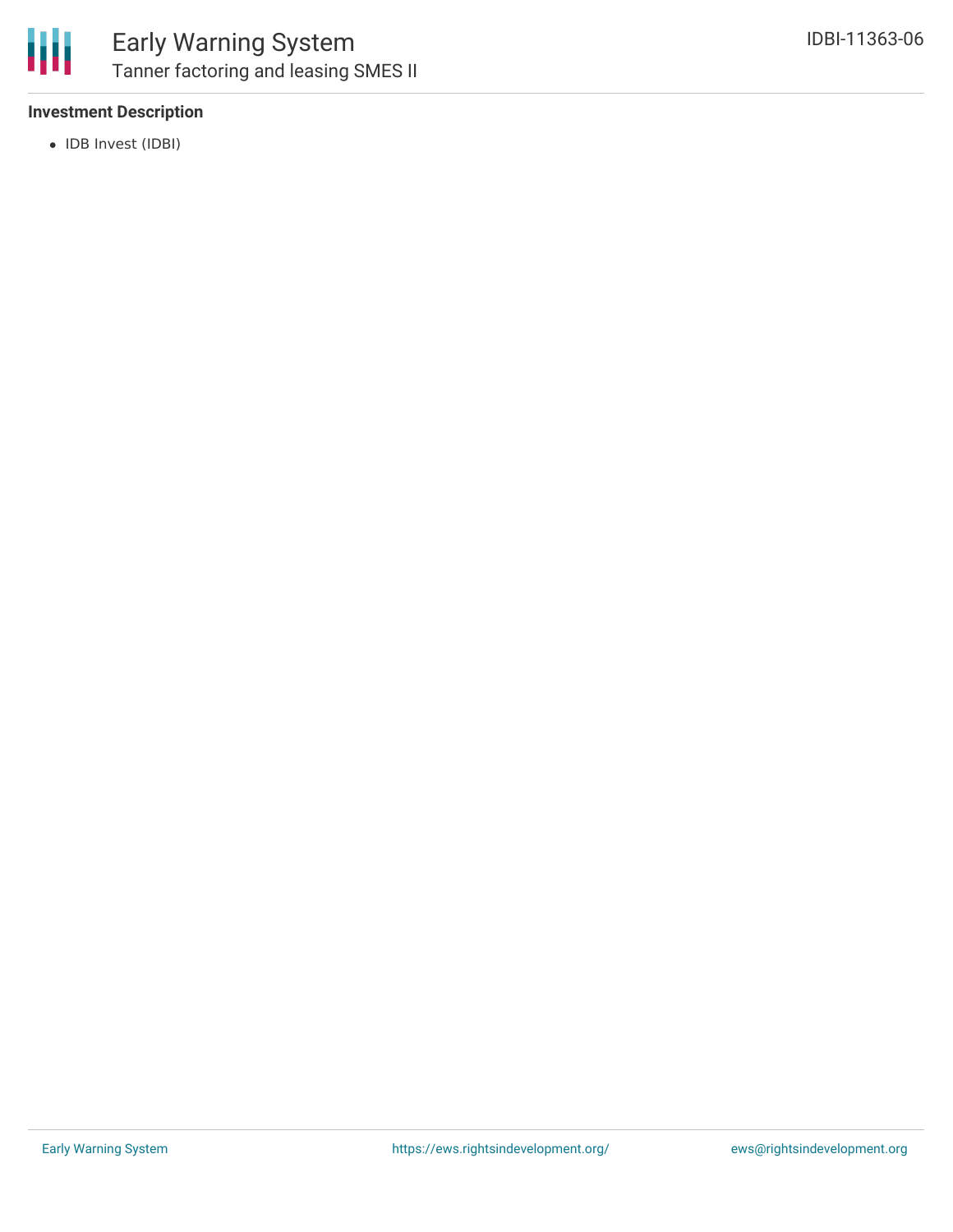### Investment Description

- IDB Invest (IDBI)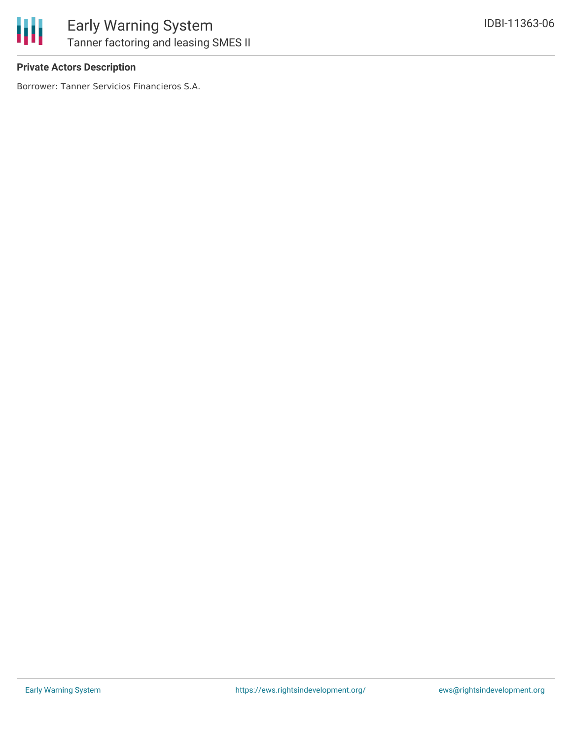**Private Actors Description**

Borrower: Tanner Servicios Financieros S.A.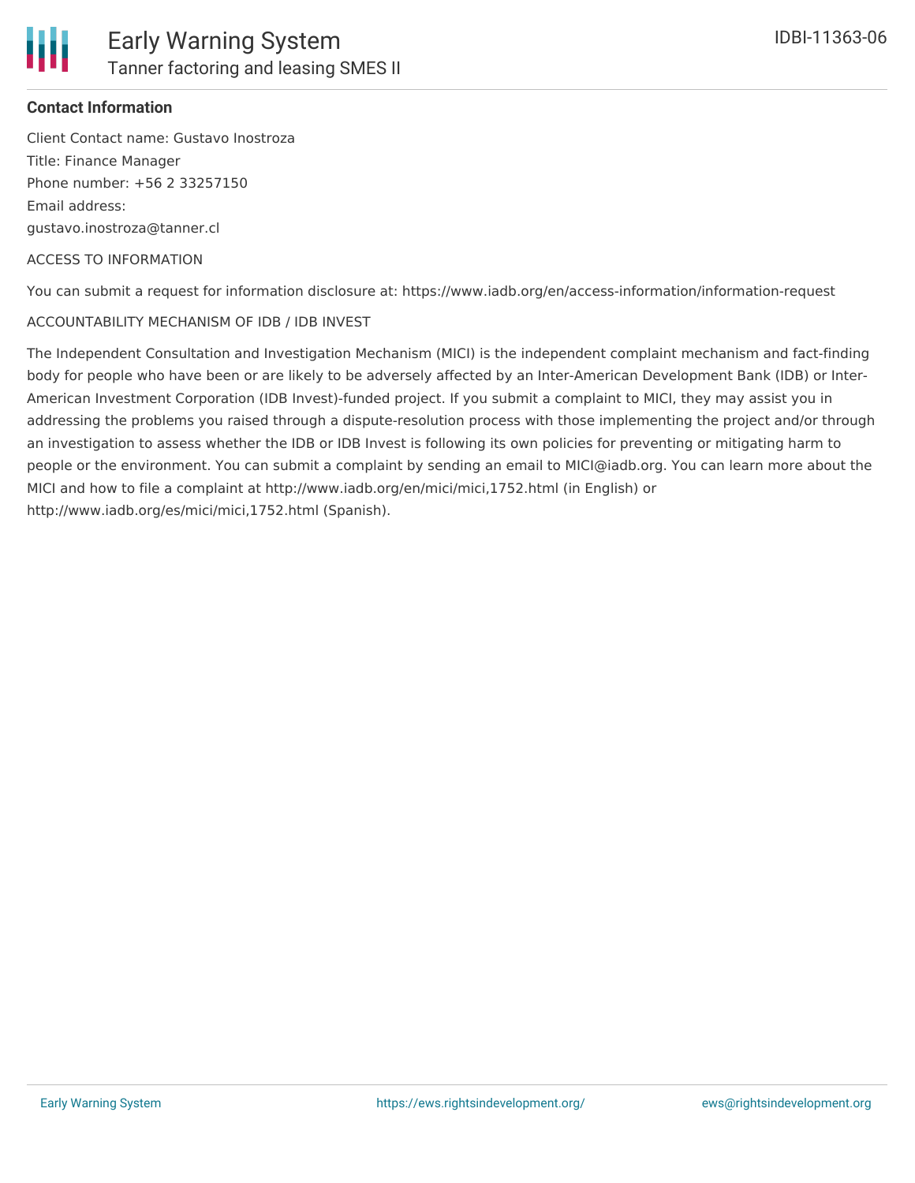### Contact Information

Client Contact name: Gustavo Inostroza
Title: Finance Manager
Phone number: +56 2 33257150
Email address:
gustavo.inostroza@tanner.cl

ACCESS TO INFORMATION

You can submit a request for information disclosure at: https://www.iadb.org/en/access-information/information-request

ACCOUNTABILITY MECHANISM OF IDB / IDB INVEST

The Independent Consultation and Investigation Mechanism (MICI) is the independent complaint mechanism and fact-finding body for people who have been or are likely to be adversely affected by an Inter-American Development Bank (IDB) or Inter-American Investment Corporation (IDB Invest)-funded project. If you submit a complaint to MICI, they may assist you in addressing the problems you raised through a dispute-resolution process with those implementing the project and/or through an investigation to assess whether the IDB or IDB Invest is following its own policies for preventing or mitigating harm to people or the environment. You can submit a complaint by sending an email to MICI@iadb.org. You can learn more about the MICI and how to file a complaint at http://www.iadb.org/en/mici/mici,1752.html (in English) or http://www.iadb.org/es/mici/mici,1752.html (Spanish).